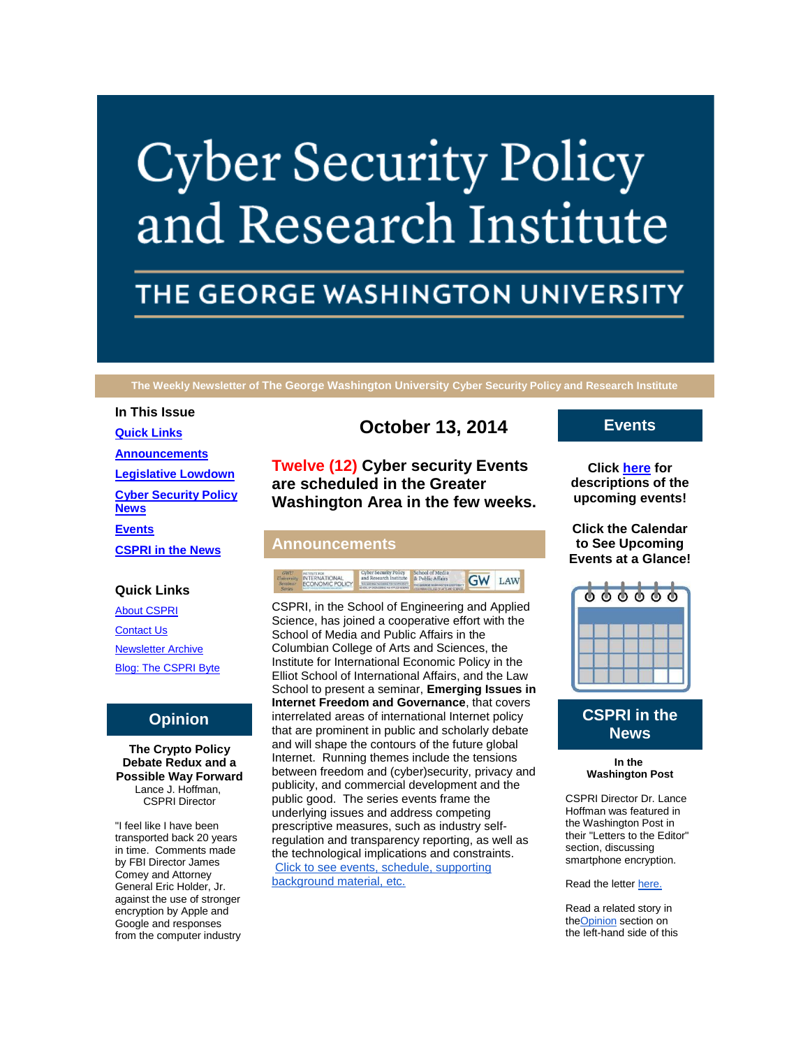# Cyber Security Policy and Research Institute

## THE GEORGE WASHINGTON UNIVERSITY

**The Weekly Newsletter of The George Washington University Cyber Security Policy and Research Institute**

### In This Issue

- [Quick Links]
- [Announcements]
- [Legislative Lowdown]
- [Cyber Security Policy News]
- [Events]
- [CSPRI in the News]

### Quick Links

- About CSPRI
- Contact Us
- Newsletter Archive
- Blog: The CSPRI Byte

## Opinion

**The Crypto Policy Debate Redux and a Possible Way Forward**
Lance J. Hoffman, CSPRI Director

"I feel like I have been transported back 20 years in time. Comments made by FBI Director James Comey and Attorney General Eric Holder, Jr. against the use of stronger encryption by Apple and Google and responses from the computer industry

## October 13, 2014

**Twelve (12) Cyber security Events are scheduled in the Greater Washington Area in the few weeks.**

## Announcements

CSPRI, in the School of Engineering and Applied Science, has joined a cooperative effort with the School of Media and Public Affairs in the Columbian College of Arts and Sciences, the Institute for International Economic Policy in the Elliot School of International Affairs, and the Law School to present a seminar, **Emerging Issues in Internet Freedom and Governance**, that covers interrelated areas of international Internet policy that are prominent in public and scholarly debate and will shape the contours of the future global Internet. Running themes include the tensions between freedom and (cyber)security, privacy and publicity, and commercial development and the public good. The series events frame the underlying issues and address competing prescriptive measures, such as industry self-regulation and transparency reporting, as well as the technological implications and constraints. Click to see events, schedule, supporting background material, etc.

## Events

**Click here for descriptions of the upcoming events!**

**Click the Calendar to See Upcoming Events at a Glance!**

## CSPRI in the News

**In the Washington Post**

CSPRI Director Dr. Lance Hoffman was featured in the Washington Post in their "Letters to the Editor" section, discussing smartphone encryption.

Read the letter here.

Read a related story in the Opinion section on the left-hand side of this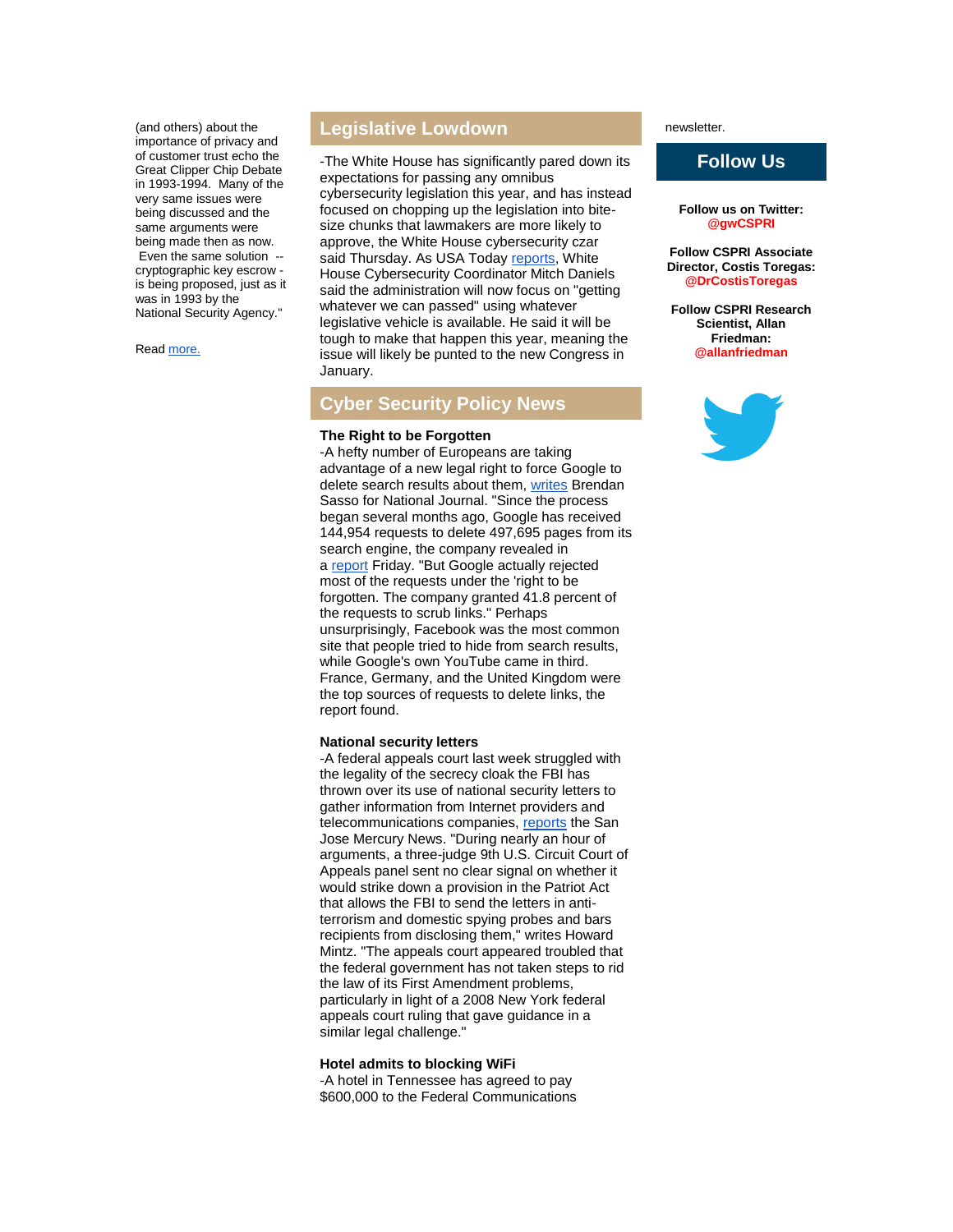(and others) about the importance of privacy and of customer trust echo the Great Clipper Chip Debate in 1993-1994. Many of the very same issues were being discussed and the same arguments were being made then as now. Even the same solution -- cryptographic key escrow - is being proposed, just as it was in 1993 by the National Security Agency."

Read more.

## Legislative Lowdown

-The White House has significantly pared down its expectations for passing any omnibus cybersecurity legislation this year, and has instead focused on chopping up the legislation into bite-size chunks that lawmakers are more likely to approve, the White House cybersecurity czar said Thursday. As USA Today reports, White House Cybersecurity Coordinator Mitch Daniels said the administration will now focus on "getting whatever we can passed" using whatever legislative vehicle is available. He said it will be tough to make that happen this year, meaning the issue will likely be punted to the new Congress in January.

## Cyber Security Policy News

**The Right to be Forgotten**

-A hefty number of Europeans are taking advantage of a new legal right to force Google to delete search results about them, writes Brendan Sasso for National Journal. "Since the process began several months ago, Google has received 144,954 requests to delete 497,695 pages from its search engine, the company revealed in a report Friday. "But Google actually rejected most of the requests under the 'right to be forgotten. The company granted 41.8 percent of the requests to scrub links." Perhaps unsurprisingly, Facebook was the most common site that people tried to hide from search results, while Google's own YouTube came in third. France, Germany, and the United Kingdom were the top sources of requests to delete links, the report found.

**National security letters**

-A federal appeals court last week struggled with the legality of the secrecy cloak the FBI has thrown over its use of national security letters to gather information from Internet providers and telecommunications companies, reports the San Jose Mercury News. "During nearly an hour of arguments, a three-judge 9th U.S. Circuit Court of Appeals panel sent no clear signal on whether it would strike down a provision in the Patriot Act that allows the FBI to send the letters in anti-terrorism and domestic spying probes and bars recipients from disclosing them," writes Howard Mintz. "The appeals court appeared troubled that the federal government has not taken steps to rid the law of its First Amendment problems, particularly in light of a 2008 New York federal appeals court ruling that gave guidance in a similar legal challenge."

**Hotel admits to blocking WiFi**

-A hotel in Tennessee has agreed to pay $600,000 to the Federal Communications

newsletter.

## Follow Us

**Follow us on Twitter: @gwCSPRI**

**Follow CSPRI Associate Director, Costis Toregas: @DrCostisToregas**

**Follow CSPRI Research Scientist, Allan Friedman: @allanfriedman**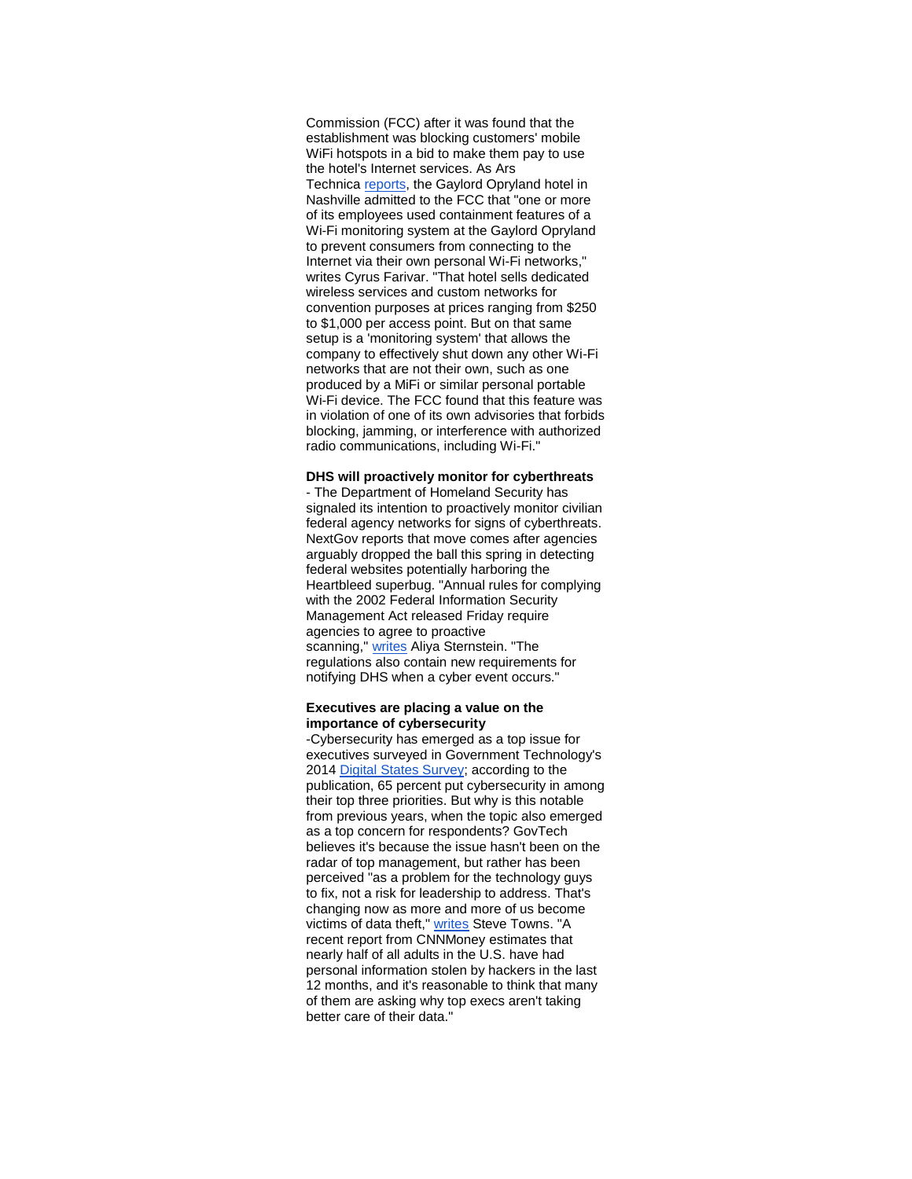Commission (FCC) after it was found that the establishment was blocking customers' mobile WiFi hotspots in a bid to make them pay to use the hotel's Internet services. As Ars Technica reports, the Gaylord Opryland hotel in Nashville admitted to the FCC that "one or more of its employees used containment features of a Wi-Fi monitoring system at the Gaylord Opryland to prevent consumers from connecting to the Internet via their own personal Wi-Fi networks," writes Cyrus Farivar. "That hotel sells dedicated wireless services and custom networks for convention purposes at prices ranging from $250 to $1,000 per access point. But on that same setup is a 'monitoring system' that allows the company to effectively shut down any other Wi-Fi networks that are not their own, such as one produced by a MiFi or similar personal portable Wi-Fi device. The FCC found that this feature was in violation of one of its own advisories that forbids blocking, jamming, or interference with authorized radio communications, including Wi-Fi."

**DHS will proactively monitor for cyberthreats** - The Department of Homeland Security has signaled its intention to proactively monitor civilian federal agency networks for signs of cyberthreats. NextGov reports that move comes after agencies arguably dropped the ball this spring in detecting federal websites potentially harboring the Heartbleed superbug. "Annual rules for complying with the 2002 Federal Information Security Management Act released Friday require agencies to agree to proactive scanning," writes Aliya Sternstein. "The regulations also contain new requirements for notifying DHS when a cyber event occurs."

**Executives are placing a value on the importance of cybersecurity**
-Cybersecurity has emerged as a top issue for executives surveyed in Government Technology's 2014 Digital States Survey; according to the publication, 65 percent put cybersecurity in among their top three priorities. But why is this notable from previous years, when the topic also emerged as a top concern for respondents? GovTech believes it's because the issue hasn't been on the radar of top management, but rather has been perceived "as a problem for the technology guys to fix, not a risk for leadership to address. That's changing now as more and more of us become victims of data theft," writes Steve Towns. "A recent report from CNNMoney estimates that nearly half of all adults in the U.S. have had personal information stolen by hackers in the last 12 months, and it's reasonable to think that many of them are asking why top execs aren't taking better care of their data."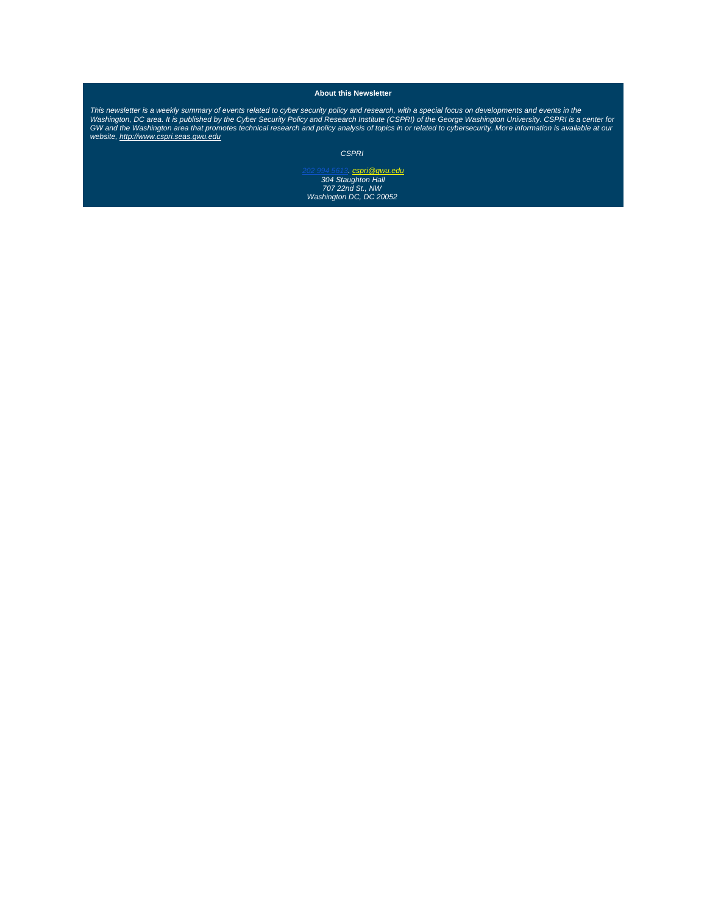**About this Newsletter**

*This newsletter is a weekly summary of events related to cyber security policy and research, with a special focus on developments and events in the Washington, DC area. It is published by the Cyber Security Policy and Research Institute (CSPRI) of the George Washington University. CSPRI is a center for GW and the Washington area that promotes technical research and policy analysis of topics in or related to cybersecurity. More information is available at our website, [http://www.cspri.seas.gwu.edu](http://www.cspri.seas.gwu.edu)*

*CSPRI*

*202 994 5613, cspri@gwu.edu*
*304 Staughton Hall*
*707 22nd St., NW*
*Washington DC, DC 20052*